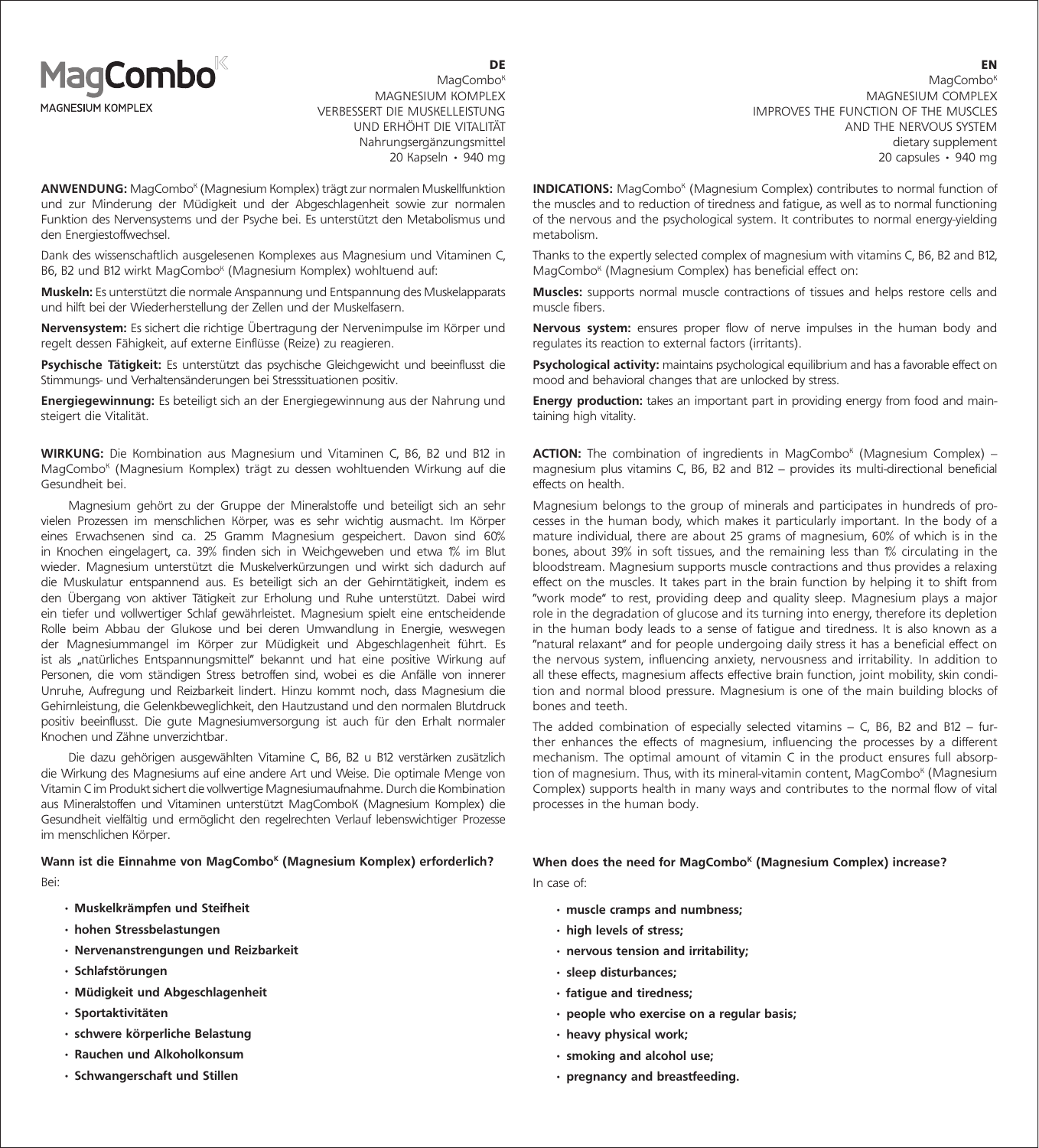# MagCombo[K]

MAGNESIUM KOMPLEX

**DE**

MagCombo[K]
MAGNESIUM KOMPLEX
VERBESSERT DIE MUSKELLEISTUNG
UND ERHÖHT DIE VITALITÄT
Nahrungsergänzungsmittel
20 Kapseln • 940 mg

**ANWENDUNG:** MagCombo[K] (Magnesium Komplex) trägt zur normalen Muskellfunktion und zur Minderung der Müdigkeit und der Abgeschlagenheit sowie zur normalen Funktion des Nervensystems und der Psyche bei. Es unterstützt den Metabolismus und den Energiestoffwechsel.

Dank des wissenschaftlich ausgelesenen Komplexes aus Magnesium und Vitaminen C, B6, B2 und B12 wirkt MagCombo[K] (Magnesium Komplex) wohltuend auf:

**Muskeln:** Es unterstützt die normale Anspannung und Entspannung des Muskelapparats und hilft bei der Wiederherstellung der Zellen und der Muskelfasern.

**Nervensystem:** Es sichert die richtige Übertragung der Nervenimpulse im Körper und regelt dessen Fähigkeit, auf externe Einflüsse (Reize) zu reagieren.

**Psychische Tätigkeit:** Es unterstützt das psychische Gleichgewicht und beeinflusst die Stimmungs- und Verhaltensänderungen bei Stresssituationen positiv.

**Energiegewinnung:** Es beteiligt sich an der Energiegewinnung aus der Nahrung und steigert die Vitalität.

**WIRKUNG:** Die Kombination aus Magnesium und Vitaminen C, B6, B2 und B12 in MagCombo[K] (Magnesium Komplex) trägt zu dessen wohltuenden Wirkung auf die Gesundheit bei.

Magnesium gehört zu der Gruppe der Mineralstoffe und beteiligt sich an sehr vielen Prozessen im menschlichen Körper, was es sehr wichtig ausmacht. Im Körper eines Erwachsenen sind ca. 25 Gramm Magnesium gespeichert. Davon sind 60% in Knochen eingelagert, ca. 39% finden sich in Weichgeweben und etwa 1% im Blut wieder. Magnesium unterstützt die Muskelverkürzungen und wirkt sich dadurch auf die Muskulatur entspannend aus. Es beteiligt sich an der Gehirntätigkeit, indem es den Übergang von aktiver Tätigkeit zur Erholung und Ruhe unterstützt. Dabei wird ein tiefer und vollwertiger Schlaf gewährleistet. Magnesium spielt eine entscheidende Rolle beim Abbau der Glukose und bei deren Umwandlung in Energie, weswegen der Magnesiummangel im Körper zur Müdigkeit und Abgeschlagenheit führt. Es ist als „natürliches Entspannungsmittel" bekannt und hat eine positive Wirkung auf Personen, die vom ständigen Stress betroffen sind, wobei es die Anfälle von innerer Unruhe, Aufregung und Reizbarkeit lindert. Hinzu kommt noch, dass Magnesium die Gehirnleistung, die Gelenkbeweglichkeit, den Hautzustand und den normalen Blutdruck positiv beeinflusst. Die gute Magnesiumversorgung ist auch für den Erhalt normaler Knochen und Zähne unverzichtbar.

Die dazu gehörigen ausgewählten Vitamine C, B6, B2 u B12 verstärken zusätzlich die Wirkung des Magnesiums auf eine andere Art und Weise. Die optimale Menge von Vitamin C im Produkt sichert die vollwertige Magnesiumaufnahme. Durch die Kombination aus Mineralstoffen und Vitaminen unterstützt MagComboK (Magnesium Komplex) die Gesundheit vielfältig und ermöglicht den regelrechten Verlauf lebenswichtiger Prozesse im menschlichen Körper.

### Wann ist die Einnahme von MagCombo[K] (Magnesium Komplex) erforderlich?

Bei:

- **Muskelkrämpfen und Steifheit**
- **hohen Stressbelastungen**
- **Nervenanstrengungen und Reizbarkeit**
- **Schlafstörungen**
- **Müdigkeit und Abgeschlagenheit**
- **Sportaktivitäten**
- **schwere körperliche Belastung**
- **Rauchen und Alkoholkonsum**
- **Schwangerschaft und Stillen**

**EN**

MagCombo[K]
MAGNESIUM COMPLEX
IMPROVES THE FUNCTION OF THE MUSCLES
AND THE NERVOUS SYSTEM
dietary supplement
20 capsules • 940 mg

**INDICATIONS:** MagCombo[K] (Magnesium Complex) contributes to normal function of the muscles and to reduction of tiredness and fatigue, as well as to normal functioning of the nervous and the psychological system. It contributes to normal energy-yielding metabolism.

Thanks to the expertly selected complex of magnesium with vitamins C, B6, B2 and B12, MagCombo[K] (Magnesium Complex) has beneficial effect on:

**Muscles:** supports normal muscle contractions of tissues and helps restore cells and muscle fibers.

**Nervous system:** ensures proper flow of nerve impulses in the human body and regulates its reaction to external factors (irritants).

**Psychological activity:** maintains psychological equilibrium and has a favorable effect on mood and behavioral changes that are unlocked by stress.

**Energy production:** takes an important part in providing energy from food and maintaining high vitality.

**ACTION:** The combination of ingredients in MagCombo[K] (Magnesium Complex) – magnesium plus vitamins C, B6, B2 and B12 – provides its multi-directional beneficial effects on health.

Magnesium belongs to the group of minerals and participates in hundreds of processes in the human body, which makes it particularly important. In the body of a mature individual, there are about 25 grams of magnesium, 60% of which is in the bones, about 39% in soft tissues, and the remaining less than 1% circulating in the bloodstream. Magnesium supports muscle contractions and thus provides a relaxing effect on the muscles. It takes part in the brain function by helping it to shift from "work mode" to rest, providing deep and quality sleep. Magnesium plays a major role in the degradation of glucose and its turning into energy, therefore its depletion in the human body leads to a sense of fatigue and tiredness. It is also known as a "natural relaxant" and for people undergoing daily stress it has a beneficial effect on the nervous system, influencing anxiety, nervousness and irritability. In addition to all these effects, magnesium affects effective brain function, joint mobility, skin condition and normal blood pressure. Magnesium is one of the main building blocks of bones and teeth.

The added combination of especially selected vitamins – C, B6, B2 and B12 – further enhances the effects of magnesium, influencing the processes by a different mechanism. The optimal amount of vitamin C in the product ensures full absorption of magnesium. Thus, with its mineral-vitamin content, MagCombo[K] (Magnesium Complex) supports health in many ways and contributes to the normal flow of vital processes in the human body.

### When does the need for MagCombo[K] (Magnesium Complex) increase?

In case of:

- **muscle cramps and numbness;**
- **high levels of stress;**
- **nervous tension and irritability;**
- **sleep disturbances;**
- **fatigue and tiredness;**
- **people who exercise on a regular basis;**
- **heavy physical work;**
- **smoking and alcohol use;**
- **pregnancy and breastfeeding.**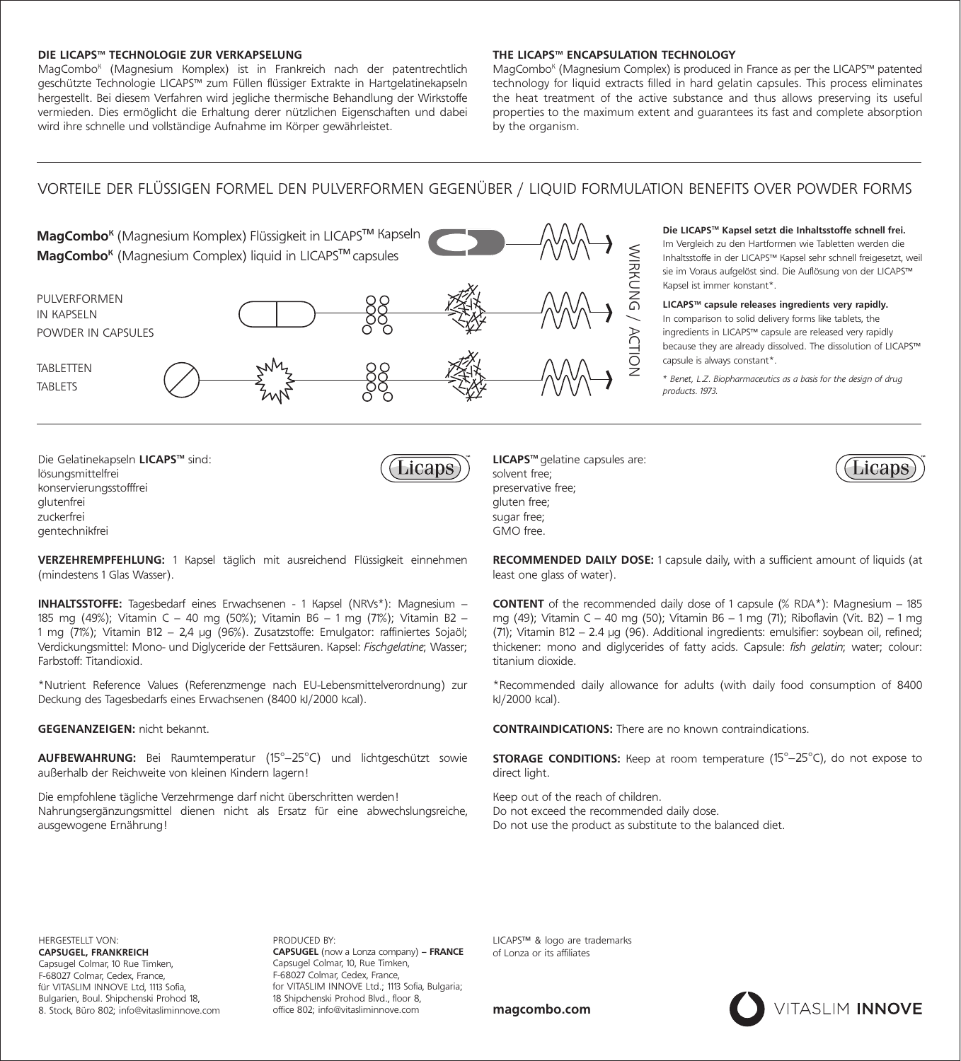**DIE LICAPS™ TECHNOLOGIE ZUR VERKAPSELUNG**

MagCombo[K] (Magnesium Komplex) ist in Frankreich nach der patentrechtlich geschützte Technologie LICAPS™ zum Füllen flüssiger Extrakte in Hartgelatinekapseln hergestellt. Bei diesem Verfahren wird jegliche thermische Behandlung der Wirkstoffe vermieden. Dies ermöglicht die Erhaltung derer nützlichen Eigenschaften und dabei wird ihre schnelle und vollständige Aufnahme im Körper gewährleistet.

**THE LICAPS™ ENCAPSULATION TECHNOLOGY**

MagCombo[K] (Magnesium Complex) is produced in France as per the LICAPS™ patented technology for liquid extracts filled in hard gelatin capsules. This process eliminates the heat treatment of the active substance and thus allows preserving its useful properties to the maximum extent and guarantees its fast and complete absorption by the organism.

## VORTEILE DER FLÜSSIGEN FORMEL DEN PULVERFORMEN GEGENÜBER / LIQUID FORMULATION BENEFITS OVER POWDER FORMS

**MagCombo[K]** (Magnesium Komplex) Flüssigkeit in LICAPS™ Kapseln
**MagCombo[K]** (Magnesium Complex) liquid in LICAPS™ capsules

PULVERFORMEN IN KAPSELN
POWDER IN CAPSULES

TABLETTEN
TABLETS

WIRKUNG / ACTION

**Die LICAPS™ Kapsel setzt die Inhaltsstoffe schnell frei.** Im Vergleich zu den Hartformen wie Tabletten werden die Inhaltsstoffe in der LICAPS™ Kapsel sehr schnell freigesetzt, weil sie im Voraus aufgelöst sind. Die Auflösung von der LICAPS™ Kapsel ist immer konstant*.

**LICAPS™ capsule releases ingredients very rapidly.** In comparison to solid delivery forms like tablets, the ingredients in LICAPS™ capsule are released very rapidly because they are already dissolved. The dissolution of LICAPS™ capsule is always constant*.

*\* Benet, L.Z. Biopharmaceutics as a basis for the design of drug products. 1973.*

Die Gelatinekapseln **LICAPS™** sind:
lösungsmittelfrei
konservierungsstofffrei
glutenfrei
zuckerfrei
gentechnikfrei

Licaps™

**VERZEHREMPFEHLUNG:** 1 Kapsel täglich mit ausreichend Flüssigkeit einnehmen (mindestens 1 Glas Wasser).

**INHALTSSTOFFE:** Tagesbedarf eines Erwachsenen - 1 Kapsel (NRVs*): Magnesium – 185 mg (49%); Vitamin C – 40 mg (50%); Vitamin B6 – 1 mg (71%); Vitamin B2 – 1 mg (71%); Vitamin B12 – 2,4 µg (96%). Zusatzstoffe: Emulgator: raffiniertes Sojaöl; Verdickungsmittel: Mono- und Diglyceride der Fettsäuren. Kapsel: *Fischgelatine*; Wasser; Farbstoff: Titandioxid.

*Nutrient Reference Values (Referenzmenge nach EU-Lebensmittelverordnung) zur Deckung des Tagesbedarfs eines Erwachsenen (8400 kJ/2000 kcal).

**GEGENANZEIGEN:** nicht bekannt.

**AUFBEWAHRUNG:** Bei Raumtemperatur (15°–25°C) und lichtgeschützt sowie außerhalb der Reichweite von kleinen Kindern lagern!

Die empfohlene tägliche Verzehrmenge darf nicht überschritten werden!
Nahrungsergänzungsmittel dienen nicht als Ersatz für eine abwechslungsreiche, ausgewogene Ernährung!

**LICAPS™** gelatine capsules are:
solvent free;
preservative free;
gluten free;
sugar free;
GMO free.

Licaps™

**RECOMMENDED DAILY DOSE:** 1 capsule daily, with a sufficient amount of liquids (at least one glass of water).

**CONTENT** of the recommended daily dose of 1 capsule (% RDA*): Magnesium – 185 mg (49); Vitamin C – 40 mg (50); Vitamin B6 – 1 mg (71); Riboflavin (Vit. B2) – 1 mg (71); Vitamin B12 – 2.4 µg (96). Additional ingredients: emulsifier: soybean oil, refined; thickener: mono and diglycerides of fatty acids. Capsule: *fish gelatin*; water; colour: titanium dioxide.

*Recommended daily allowance for adults (with daily food consumption of 8400 kJ/2000 kcal).

**CONTRAINDICATIONS:** There are no known contraindications.

**STORAGE CONDITIONS:** Keep at room temperature (15°–25°C), do not expose to direct light.

Keep out of the reach of children.
Do not exceed the recommended daily dose.
Do not use the product as substitute to the balanced diet.

HERGESTELLT VON:
**CAPSUGEL, FRANKREICH**
Capsugel Colmar, 10 Rue Timken,
F-68027 Colmar, Cedex, France,
für VITASLIM INNOVE Ltd, 1113 Sofia,
Bulgarien, Boul. Shipchenski Prohod 18,
8. Stock, Büro 802; info@vitasliminnove.com

PRODUCED BY:
**CAPSUGEL** (now a Lonza company) **– FRANCE**
Capsugel Colmar, 10, Rue Timken,
F-68027 Colmar, Cedex, France,
for VITASLIM INNOVE Ltd.; 1113 Sofia, Bulgaria;
18 Shipchenski Prohod Blvd., floor 8,
office 802; info@vitasliminnove.com

LICAPS™ & logo are trademarks of Lonza or its affiliates

**magcombo.com**

VITASLIM **INNOVE**